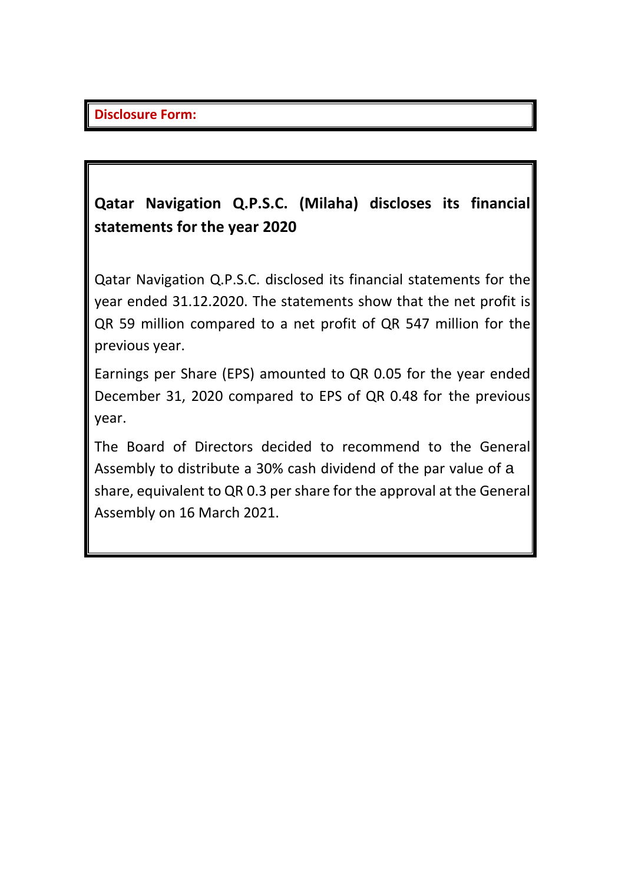**Disclosure Form:**

## Qatar Navigation Q.P.S.C. (Milaha) discloses its financial statements for the year 2020

Qatar Navigation Q.P.S.C. disclosed its financial statements for the year ended 31.12.2020. The statements show that the net profit is QR 59 million compared to a net profit of QR 547 million for the previous year.

Earnings per Share (EPS) amounted to QR 0.05 for the year ended December 31, 2020 compared to EPS of QR 0.48 for the previous year.

The Board of Directors decided to recommend to the General Assembly to distribute a 30% cash dividend of the par value of a share, equivalent to QR 0.3 per share for the approval at the General Assembly on 16 March 2021.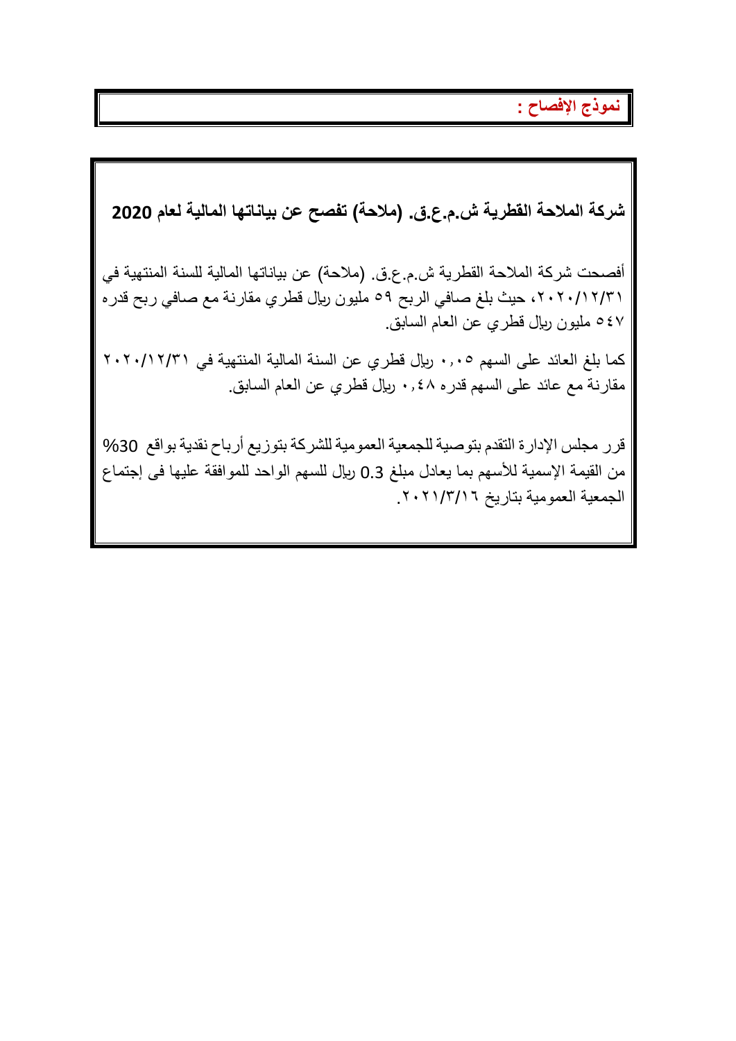**نموذج الإفصاح :**

**شركة الملاحة القطرية ش.م.ع.ق. (ملاحة) تفصح عن بياناتها المالية لعام 2020**

أفصحت شركة الملاحة القطرية ش.م.ع.ق. (ملاحة) عن بياناتها المالية للسنة المنتهية في ٢٠٢٠/١٢/٣١، حيث بلغ صافي الربح ٥٩ مليون ريال قطري مقارنة مع صافي ربح قدره ٥٤٧ مليون ريال قطري عن العام السابق.

كما بلغ العائد على السهم ٠,٠٥ ريال قطري عن السنة المالية المنتهية في ٢٠٢٠/١٢/٣١ مقارنة مع عائد على السهم قدره ٠,٤٨ ريال قطري عن العام السابق.

قرر مجلس الإدارة التقدم بتوصية للجمعية العمومية للشركة بتوزيع أرباح نقدية بواقع 30% من القيمة الإسمية للأسهم بما يعادل مبلغ 0.3 ريال للسهم الواحد للموافقة عليها فى إجتماع الجمعية العمومية بتاريخ ٢٠٢١/٣/١٦.